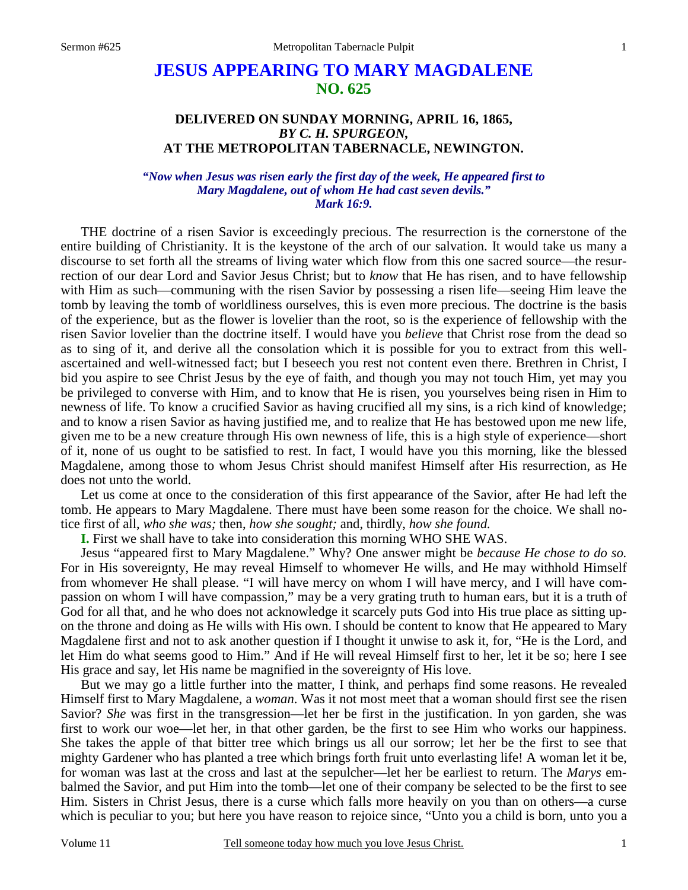# JESUS APPEARING TO MARY MAGDALENE
## NO. 625

### DELIVERED ON SUNDAY MORNING, APRIL 16, 1865, *BY C. H. SPURGEON,* AT THE METROPOLITAN TABERNACLE, NEWINGTON.

***"Now when Jesus was risen early the first day of the week, He appeared first to Mary Magdalene, out of whom He had cast seven devils." Mark 16:9.***

THE doctrine of a risen Savior is exceedingly precious. The resurrection is the cornerstone of the entire building of Christianity. It is the keystone of the arch of our salvation. It would take us many a discourse to set forth all the streams of living water which flow from this one sacred source—the resurrection of our dear Lord and Savior Jesus Christ; but to *know* that He has risen, and to have fellowship with Him as such—communing with the risen Savior by possessing a risen life—seeing Him leave the tomb by leaving the tomb of worldliness ourselves, this is even more precious. The doctrine is the basis of the experience, but as the flower is lovelier than the root, so is the experience of fellowship with the risen Savior lovelier than the doctrine itself. I would have you *believe* that Christ rose from the dead so as to sing of it, and derive all the consolation which it is possible for you to extract from this well-ascertained and well-witnessed fact; but I beseech you rest not content even there. Brethren in Christ, I bid you aspire to see Christ Jesus by the eye of faith, and though you may not touch Him, yet may you be privileged to converse with Him, and to know that He is risen, you yourselves being risen in Him to newness of life. To know a crucified Savior as having crucified all my sins, is a rich kind of knowledge; and to know a risen Savior as having justified me, and to realize that He has bestowed upon me new life, given me to be a new creature through His own newness of life, this is a high style of experience—short of it, none of us ought to be satisfied to rest. In fact, I would have you this morning, like the blessed Magdalene, among those to whom Jesus Christ should manifest Himself after His resurrection, as He does not unto the world.

Let us come at once to the consideration of this first appearance of the Savior, after He had left the tomb. He appears to Mary Magdalene. There must have been some reason for the choice. We shall notice first of all, *who she was;* then, *how she sought;* and, thirdly, *how she found.*

**I.** First we shall have to take into consideration this morning WHO SHE WAS.

Jesus "appeared first to Mary Magdalene." Why? One answer might be *because He chose to do so.* For in His sovereignty, He may reveal Himself to whomever He wills, and He may withhold Himself from whomever He shall please. "I will have mercy on whom I will have mercy, and I will have compassion on whom I will have compassion," may be a very grating truth to human ears, but it is a truth of God for all that, and he who does not acknowledge it scarcely puts God into His true place as sitting upon the throne and doing as He wills with His own. I should be content to know that He appeared to Mary Magdalene first and not to ask another question if I thought it unwise to ask it, for, "He is the Lord, and let Him do what seems good to Him." And if He will reveal Himself first to her, let it be so; here I see His grace and say, let His name be magnified in the sovereignty of His love.

But we may go a little further into the matter, I think, and perhaps find some reasons. He revealed Himself first to Mary Magdalene, a *woman*. Was it not most meet that a woman should first see the risen Savior? *She* was first in the transgression—let her be first in the justification. In yon garden, she was first to work our woe—let her, in that other garden, be the first to see Him who works our happiness. She takes the apple of that bitter tree which brings us all our sorrow; let her be the first to see that mighty Gardener who has planted a tree which brings forth fruit unto everlasting life! A woman let it be, for woman was last at the cross and last at the sepulcher—let her be earliest to return. The *Marys* embalmed the Savior, and put Him into the tomb—let one of their company be selected to be the first to see Him. Sisters in Christ Jesus, there is a curse which falls more heavily on you than on others—a curse which is peculiar to you; but here you have reason to rejoice since, "Unto you a child is born, unto you a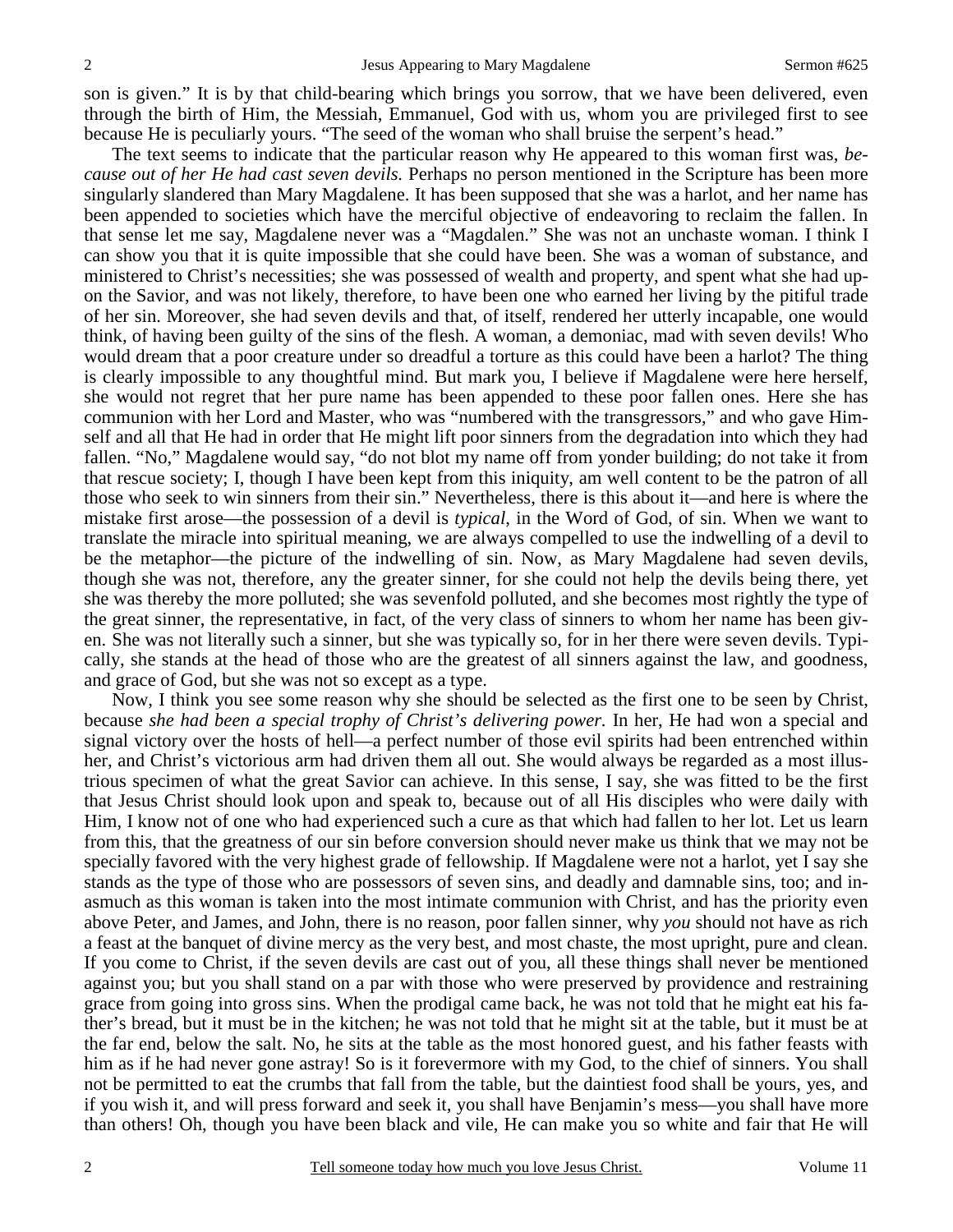son is given." It is by that child-bearing which brings you sorrow, that we have been delivered, even through the birth of Him, the Messiah, Emmanuel, God with us, whom you are privileged first to see because He is peculiarly yours. "The seed of the woman who shall bruise the serpent's head."

The text seems to indicate that the particular reason why He appeared to this woman first was, *because out of her He had cast seven devils.* Perhaps no person mentioned in the Scripture has been more singularly slandered than Mary Magdalene. It has been supposed that she was a harlot, and her name has been appended to societies which have the merciful objective of endeavoring to reclaim the fallen. In that sense let me say, Magdalene never was a "Magdalen." She was not an unchaste woman. I think I can show you that it is quite impossible that she could have been. She was a woman of substance, and ministered to Christ's necessities; she was possessed of wealth and property, and spent what she had upon the Savior, and was not likely, therefore, to have been one who earned her living by the pitiful trade of her sin. Moreover, she had seven devils and that, of itself, rendered her utterly incapable, one would think, of having been guilty of the sins of the flesh. A woman, a demoniac, mad with seven devils! Who would dream that a poor creature under so dreadful a torture as this could have been a harlot? The thing is clearly impossible to any thoughtful mind. But mark you, I believe if Magdalene were here herself, she would not regret that her pure name has been appended to these poor fallen ones. Here she has communion with her Lord and Master, who was "numbered with the transgressors," and who gave Himself and all that He had in order that He might lift poor sinners from the degradation into which they had fallen. "No," Magdalene would say, "do not blot my name off from yonder building; do not take it from that rescue society; I, though I have been kept from this iniquity, am well content to be the patron of all those who seek to win sinners from their sin." Nevertheless, there is this about it—and here is where the mistake first arose—the possession of a devil is *typical*, in the Word of God, of sin. When we want to translate the miracle into spiritual meaning, we are always compelled to use the indwelling of a devil to be the metaphor—the picture of the indwelling of sin. Now, as Mary Magdalene had seven devils, though she was not, therefore, any the greater sinner, for she could not help the devils being there, yet she was thereby the more polluted; she was sevenfold polluted, and she becomes most rightly the type of the great sinner, the representative, in fact, of the very class of sinners to whom her name has been given. She was not literally such a sinner, but she was typically so, for in her there were seven devils. Typically, she stands at the head of those who are the greatest of all sinners against the law, and goodness, and grace of God, but she was not so except as a type.

Now, I think you see some reason why she should be selected as the first one to be seen by Christ, because *she had been a special trophy of Christ's delivering power.* In her, He had won a special and signal victory over the hosts of hell—a perfect number of those evil spirits had been entrenched within her, and Christ's victorious arm had driven them all out. She would always be regarded as a most illustrious specimen of what the great Savior can achieve. In this sense, I say, she was fitted to be the first that Jesus Christ should look upon and speak to, because out of all His disciples who were daily with Him, I know not of one who had experienced such a cure as that which had fallen to her lot. Let us learn from this, that the greatness of our sin before conversion should never make us think that we may not be specially favored with the very highest grade of fellowship. If Magdalene were not a harlot, yet I say she stands as the type of those who are possessors of seven sins, and deadly and damnable sins, too; and inasmuch as this woman is taken into the most intimate communion with Christ, and has the priority even above Peter, and James, and John, there is no reason, poor fallen sinner, why *you* should not have as rich a feast at the banquet of divine mercy as the very best, and most chaste, the most upright, pure and clean. If you come to Christ, if the seven devils are cast out of you, all these things shall never be mentioned against you; but you shall stand on a par with those who were preserved by providence and restraining grace from going into gross sins. When the prodigal came back, he was not told that he might eat his father's bread, but it must be in the kitchen; he was not told that he might sit at the table, but it must be at the far end, below the salt. No, he sits at the table as the most honored guest, and his father feasts with him as if he had never gone astray! So is it forevermore with my God, to the chief of sinners. You shall not be permitted to eat the crumbs that fall from the table, but the daintiest food shall be yours, yes, and if you wish it, and will press forward and seek it, you shall have Benjamin's mess—you shall have more than others! Oh, though you have been black and vile, He can make you so white and fair that He will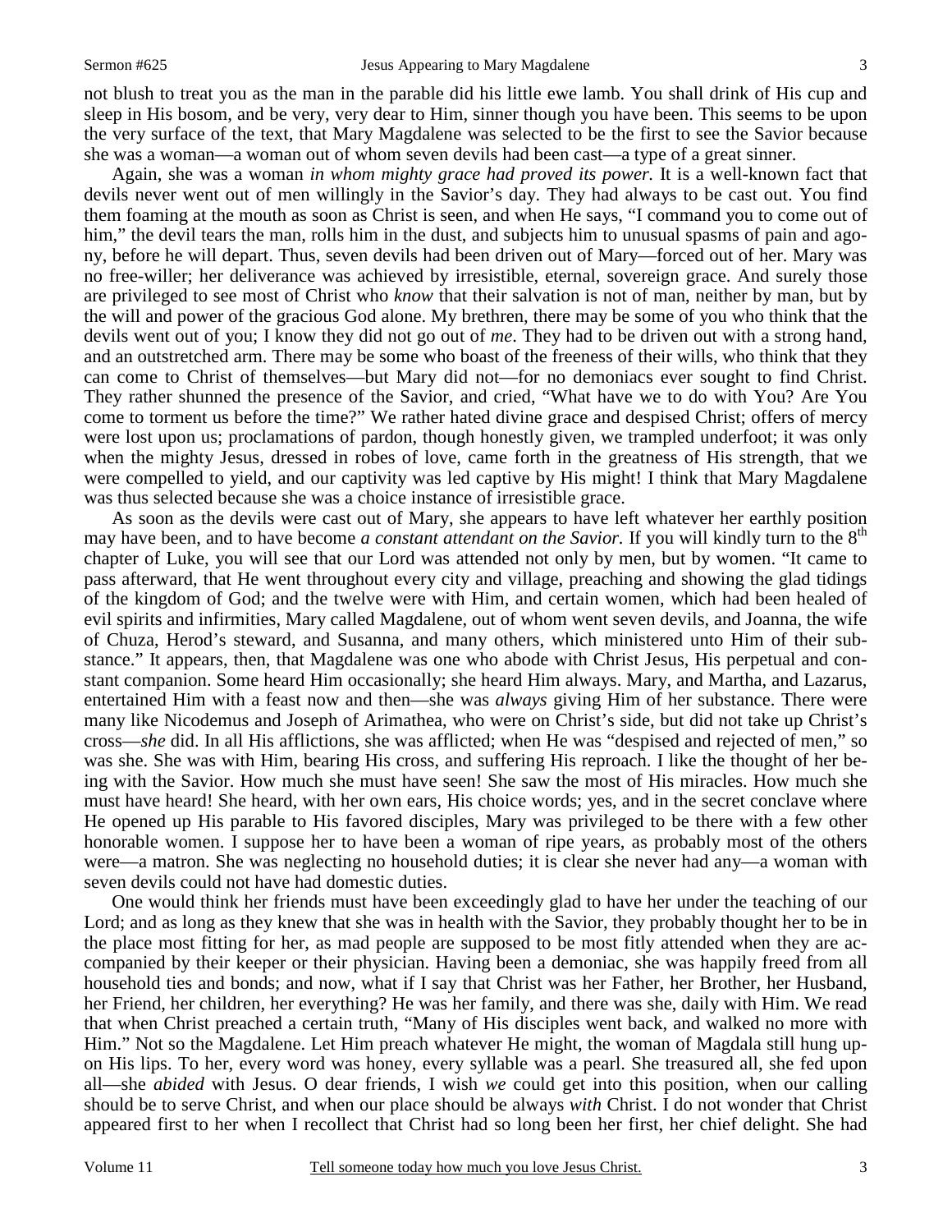not blush to treat you as the man in the parable did his little ewe lamb. You shall drink of His cup and sleep in His bosom, and be very, very dear to Him, sinner though you have been. This seems to be upon the very surface of the text, that Mary Magdalene was selected to be the first to see the Savior because she was a woman—a woman out of whom seven devils had been cast—a type of a great sinner.

Again, she was a woman *in whom mighty grace had proved its power.* It is a well-known fact that devils never went out of men willingly in the Savior's day. They had always to be cast out. You find them foaming at the mouth as soon as Christ is seen, and when He says, "I command you to come out of him," the devil tears the man, rolls him in the dust, and subjects him to unusual spasms of pain and agony, before he will depart. Thus, seven devils had been driven out of Mary—forced out of her. Mary was no free-willer; her deliverance was achieved by irresistible, eternal, sovereign grace. And surely those are privileged to see most of Christ who *know* that their salvation is not of man, neither by man, but by the will and power of the gracious God alone. My brethren, there may be some of you who think that the devils went out of you; I know they did not go out of *me*. They had to be driven out with a strong hand, and an outstretched arm. There may be some who boast of the freeness of their wills, who think that they can come to Christ of themselves—but Mary did not—for no demoniacs ever sought to find Christ. They rather shunned the presence of the Savior, and cried, "What have we to do with You? Are You come to torment us before the time?" We rather hated divine grace and despised Christ; offers of mercy were lost upon us; proclamations of pardon, though honestly given, we trampled underfoot; it was only when the mighty Jesus, dressed in robes of love, came forth in the greatness of His strength, that we were compelled to yield, and our captivity was led captive by His might! I think that Mary Magdalene was thus selected because she was a choice instance of irresistible grace.

As soon as the devils were cast out of Mary, she appears to have left whatever her earthly position may have been, and to have become *a constant attendant on the Savior.* If you will kindly turn to the 8th chapter of Luke, you will see that our Lord was attended not only by men, but by women. "It came to pass afterward, that He went throughout every city and village, preaching and showing the glad tidings of the kingdom of God; and the twelve were with Him, and certain women, which had been healed of evil spirits and infirmities, Mary called Magdalene, out of whom went seven devils, and Joanna, the wife of Chuza, Herod's steward, and Susanna, and many others, which ministered unto Him of their substance." It appears, then, that Magdalene was one who abode with Christ Jesus, His perpetual and constant companion. Some heard Him occasionally; she heard Him always. Mary, and Martha, and Lazarus, entertained Him with a feast now and then—she was *always* giving Him of her substance. There were many like Nicodemus and Joseph of Arimathea, who were on Christ's side, but did not take up Christ's cross—*she* did. In all His afflictions, she was afflicted; when He was "despised and rejected of men," so was she. She was with Him, bearing His cross, and suffering His reproach. I like the thought of her being with the Savior. How much she must have seen! She saw the most of His miracles. How much she must have heard! She heard, with her own ears, His choice words; yes, and in the secret conclave where He opened up His parable to His favored disciples, Mary was privileged to be there with a few other honorable women. I suppose her to have been a woman of ripe years, as probably most of the others were—a matron. She was neglecting no household duties; it is clear she never had any—a woman with seven devils could not have had domestic duties.

One would think her friends must have been exceedingly glad to have her under the teaching of our Lord; and as long as they knew that she was in health with the Savior, they probably thought her to be in the place most fitting for her, as mad people are supposed to be most fitly attended when they are accompanied by their keeper or their physician. Having been a demoniac, she was happily freed from all household ties and bonds; and now, what if I say that Christ was her Father, her Brother, her Husband, her Friend, her children, her everything? He was her family, and there was she, daily with Him. We read that when Christ preached a certain truth, "Many of His disciples went back, and walked no more with Him." Not so the Magdalene. Let Him preach whatever He might, the woman of Magdala still hung upon His lips. To her, every word was honey, every syllable was a pearl. She treasured all, she fed upon all—she *abided* with Jesus. O dear friends, I wish *we* could get into this position, when our calling should be to serve Christ, and when our place should be always *with* Christ. I do not wonder that Christ appeared first to her when I recollect that Christ had so long been her first, her chief delight. She had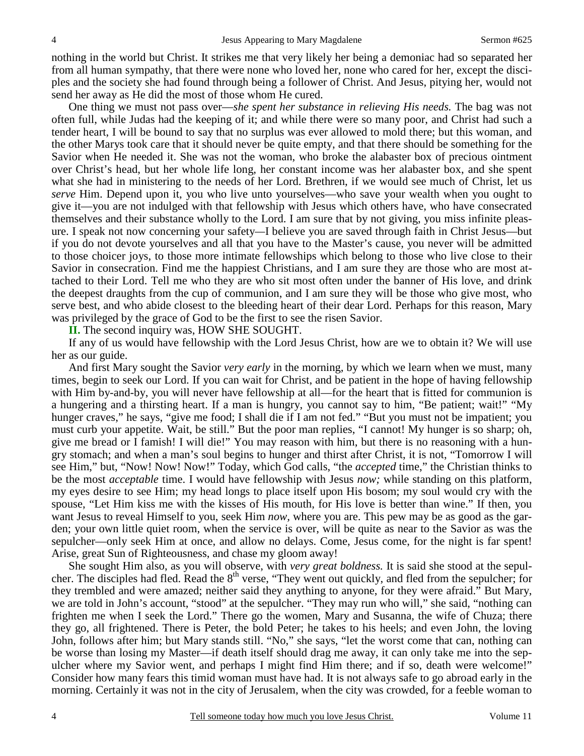nothing in the world but Christ. It strikes me that very likely her being a demoniac had so separated her from all human sympathy, that there were none who loved her, none who cared for her, except the disciples and the society she had found through being a follower of Christ. And Jesus, pitying her, would not send her away as He did the most of those whom He cured.

One thing we must not pass over—*she spent her substance in relieving His needs.* The bag was not often full, while Judas had the keeping of it; and while there were so many poor, and Christ had such a tender heart, I will be bound to say that no surplus was ever allowed to mold there; but this woman, and the other Marys took care that it should never be quite empty, and that there should be something for the Savior when He needed it. She was not the woman, who broke the alabaster box of precious ointment over Christ's head, but her whole life long, her constant income was her alabaster box, and she spent what she had in ministering to the needs of her Lord. Brethren, if we would see much of Christ, let us *serve* Him. Depend upon it, you who live unto yourselves—who save your wealth when you ought to give it—you are not indulged with that fellowship with Jesus which others have, who have consecrated themselves and their substance wholly to the Lord. I am sure that by not giving, you miss infinite pleasure. I speak not now concerning your safety—I believe you are saved through faith in Christ Jesus—but if you do not devote yourselves and all that you have to the Master's cause, you never will be admitted to those choicer joys, to those more intimate fellowships which belong to those who live close to their Savior in consecration. Find me the happiest Christians, and I am sure they are those who are most attached to their Lord. Tell me who they are who sit most often under the banner of His love, and drink the deepest draughts from the cup of communion, and I am sure they will be those who give most, who serve best, and who abide closest to the bleeding heart of their dear Lord. Perhaps for this reason, Mary was privileged by the grace of God to be the first to see the risen Savior.

**II.** The second inquiry was, HOW SHE SOUGHT.

If any of us would have fellowship with the Lord Jesus Christ, how are we to obtain it? We will use her as our guide.

And first Mary sought the Savior *very early* in the morning, by which we learn when we must, many times, begin to seek our Lord. If you can wait for Christ, and be patient in the hope of having fellowship with Him by-and-by, you will never have fellowship at all—for the heart that is fitted for communion is a hungering and a thirsting heart. If a man is hungry, you cannot say to him, "Be patient; wait!" "My hunger craves," he says, "give me food; I shall die if I am not fed." "But you must not be impatient; you must curb your appetite. Wait, be still." But the poor man replies, "I cannot! My hunger is so sharp; oh, give me bread or I famish! I will die!" You may reason with him, but there is no reasoning with a hungry stomach; and when a man's soul begins to hunger and thirst after Christ, it is not, "Tomorrow I will see Him," but, "Now! Now! Now!" Today, which God calls, "the *accepted* time," the Christian thinks to be the most *acceptable* time. I would have fellowship with Jesus *now;* while standing on this platform, my eyes desire to see Him; my head longs to place itself upon His bosom; my soul would cry with the spouse, "Let Him kiss me with the kisses of His mouth, for His love is better than wine." If then, you want Jesus to reveal Himself to you, seek Him *now,* where you are. This pew may be as good as the garden; your own little quiet room, when the service is over, will be quite as near to the Savior as was the sepulcher—only seek Him at once, and allow no delays. Come, Jesus come, for the night is far spent! Arise, great Sun of Righteousness, and chase my gloom away!

She sought Him also, as you will observe, with *very great boldness.* It is said she stood at the sepulcher. The disciples had fled. Read the 8th verse, "They went out quickly, and fled from the sepulcher; for they trembled and were amazed; neither said they anything to anyone, for they were afraid." But Mary, we are told in John's account, "stood" at the sepulcher. "They may run who will," she said, "nothing can frighten me when I seek the Lord." There go the women, Mary and Susanna, the wife of Chuza; there they go, all frightened. There is Peter, the bold Peter; he takes to his heels; and even John, the loving John, follows after him; but Mary stands still. "No," she says, "let the worst come that can, nothing can be worse than losing my Master—if death itself should drag me away, it can only take me into the sepulcher where my Savior went, and perhaps I might find Him there; and if so, death were welcome!" Consider how many fears this timid woman must have had. It is not always safe to go abroad early in the morning. Certainly it was not in the city of Jerusalem, when the city was crowded, for a feeble woman to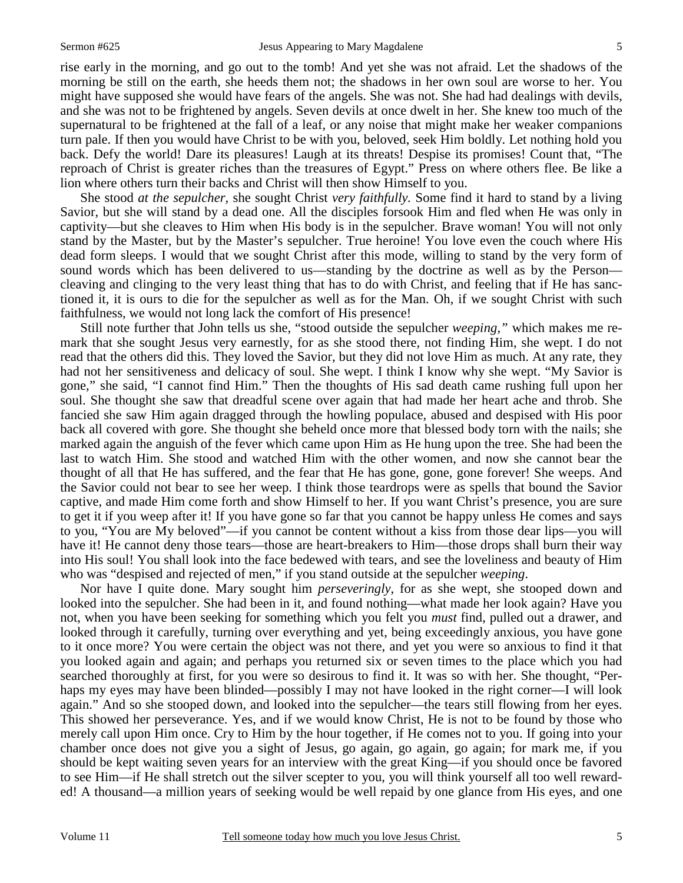rise early in the morning, and go out to the tomb! And yet she was not afraid. Let the shadows of the morning be still on the earth, she heeds them not; the shadows in her own soul are worse to her. You might have supposed she would have fears of the angels. She was not. She had had dealings with devils, and she was not to be frightened by angels. Seven devils at once dwelt in her. She knew too much of the supernatural to be frightened at the fall of a leaf, or any noise that might make her weaker companions turn pale. If then you would have Christ to be with you, beloved, seek Him boldly. Let nothing hold you back. Defy the world! Dare its pleasures! Laugh at its threats! Despise its promises! Count that, "The reproach of Christ is greater riches than the treasures of Egypt." Press on where others flee. Be like a lion where others turn their backs and Christ will then show Himself to you.

She stood *at the sepulcher,* she sought Christ *very faithfully.* Some find it hard to stand by a living Savior, but she will stand by a dead one. All the disciples forsook Him and fled when He was only in captivity—but she cleaves to Him when His body is in the sepulcher. Brave woman! You will not only stand by the Master, but by the Master's sepulcher. True heroine! You love even the couch where His dead form sleeps. I would that we sought Christ after this mode, willing to stand by the very form of sound words which has been delivered to us—standing by the doctrine as well as by the Person—cleaving and clinging to the very least thing that has to do with Christ, and feeling that if He has sanctioned it, it is ours to die for the sepulcher as well as for the Man. Oh, if we sought Christ with such faithfulness, we would not long lack the comfort of His presence!

Still note further that John tells us she, "stood outside the sepulcher *weeping,"* which makes me remark that she sought Jesus very earnestly, for as she stood there, not finding Him, she wept. I do not read that the others did this. They loved the Savior, but they did not love Him as much. At any rate, they had not her sensitiveness and delicacy of soul. She wept. I think I know why she wept. "My Savior is gone," she said, "I cannot find Him." Then the thoughts of His sad death came rushing full upon her soul. She thought she saw that dreadful scene over again that had made her heart ache and throb. She fancied she saw Him again dragged through the howling populace, abused and despised with His poor back all covered with gore. She thought she beheld once more that blessed body torn with the nails; she marked again the anguish of the fever which came upon Him as He hung upon the tree. She had been the last to watch Him. She stood and watched Him with the other women, and now she cannot bear the thought of all that He has suffered, and the fear that He has gone, gone, gone forever! She weeps. And the Savior could not bear to see her weep. I think those teardrops were as spells that bound the Savior captive, and made Him come forth and show Himself to her. If you want Christ's presence, you are sure to get it if you weep after it! If you have gone so far that you cannot be happy unless He comes and says to you, "You are My beloved"—if you cannot be content without a kiss from those dear lips—you will have it! He cannot deny those tears—those are heart-breakers to Him—those drops shall burn their way into His soul! You shall look into the face bedewed with tears, and see the loveliness and beauty of Him who was "despised and rejected of men," if you stand outside at the sepulcher *weeping*.

Nor have I quite done. Mary sought him *perseveringly*, for as she wept, she stooped down and looked into the sepulcher. She had been in it, and found nothing—what made her look again? Have you not, when you have been seeking for something which you felt you *must* find, pulled out a drawer, and looked through it carefully, turning over everything and yet, being exceedingly anxious, you have gone to it once more? You were certain the object was not there, and yet you were so anxious to find it that you looked again and again; and perhaps you returned six or seven times to the place which you had searched thoroughly at first, for you were so desirous to find it. It was so with her. She thought, "Perhaps my eyes may have been blinded—possibly I may not have looked in the right corner—I will look again." And so she stooped down, and looked into the sepulcher—the tears still flowing from her eyes. This showed her perseverance. Yes, and if we would know Christ, He is not to be found by those who merely call upon Him once. Cry to Him by the hour together, if He comes not to you. If going into your chamber once does not give you a sight of Jesus, go again, go again, go again; for mark me, if you should be kept waiting seven years for an interview with the great King—if you should once be favored to see Him—if He shall stretch out the silver scepter to you, you will think yourself all too well rewarded! A thousand—a million years of seeking would be well repaid by one glance from His eyes, and one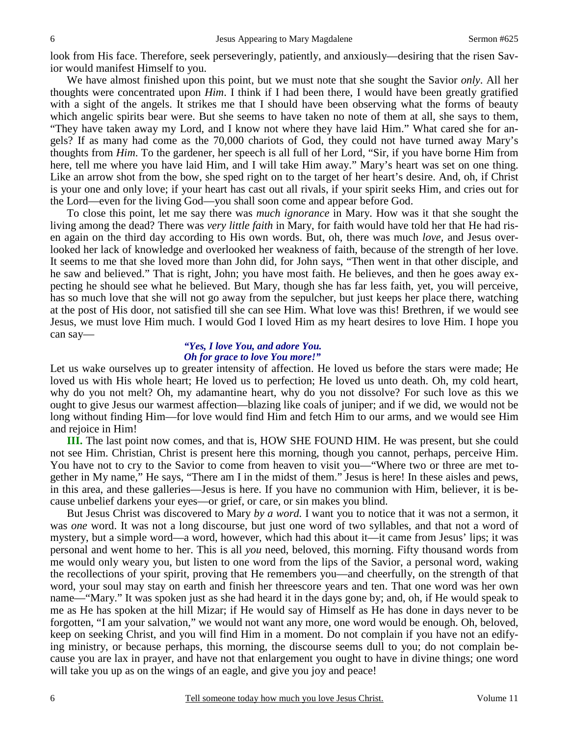look from His face. Therefore, seek perseveringly, patiently, and anxiously—desiring that the risen Savior would manifest Himself to you.

We have almost finished upon this point, but we must note that she sought the Savior *only*. All her thoughts were concentrated upon *Him*. I think if I had been there, I would have been greatly gratified with a sight of the angels. It strikes me that I should have been observing what the forms of beauty which angelic spirits bear were. But she seems to have taken no note of them at all, she says to them, "They have taken away my Lord, and I know not where they have laid Him." What cared she for angels? If as many had come as the 70,000 chariots of God, they could not have turned away Mary's thoughts from *Him*. To the gardener, her speech is all full of her Lord, "Sir, if you have borne Him from here, tell me where you have laid Him, and I will take Him away." Mary's heart was set on one thing. Like an arrow shot from the bow, she sped right on to the target of her heart's desire. And, oh, if Christ is your one and only love; if your heart has cast out all rivals, if your spirit seeks Him, and cries out for the Lord—even for the living God—you shall soon come and appear before God.

To close this point, let me say there was *much ignorance* in Mary. How was it that she sought the living among the dead? There was *very little faith* in Mary, for faith would have told her that He had risen again on the third day according to His own words. But, oh, there was much *love*, and Jesus overlooked her lack of knowledge and overlooked her weakness of faith, because of the strength of her love. It seems to me that she loved more than John did, for John says, "Then went in that other disciple, and he saw and believed." That is right, John; you have most faith. He believes, and then he goes away expecting he should see what he believed. But Mary, though she has far less faith, yet, you will perceive, has so much love that she will not go away from the sepulcher, but just keeps her place there, watching at the post of His door, not satisfied till she can see Him. What love was this! Brethren, if we would see Jesus, we must love Him much. I would God I loved Him as my heart desires to love Him. I hope you can say—

***"Yes, I love You, and adore You.***
***Oh for grace to love You more!"***

Let us wake ourselves up to greater intensity of affection. He loved us before the stars were made; He loved us with His whole heart; He loved us to perfection; He loved us unto death. Oh, my cold heart, why do you not melt? Oh, my adamantine heart, why do you not dissolve? For such love as this we ought to give Jesus our warmest affection—blazing like coals of juniper; and if we did, we would not be long without finding Him—for love would find Him and fetch Him to our arms, and we would see Him and rejoice in Him!

**III.** The last point now comes, and that is, HOW SHE FOUND HIM. He was present, but she could not see Him. Christian, Christ is present here this morning, though you cannot, perhaps, perceive Him. You have not to cry to the Savior to come from heaven to visit you—"Where two or three are met together in My name," He says, "There am I in the midst of them." Jesus is here! In these aisles and pews, in this area, and these galleries—Jesus is here. If you have no communion with Him, believer, it is because unbelief darkens your eyes—or grief, or care, or sin makes you blind.

But Jesus Christ was discovered to Mary *by a word.* I want you to notice that it was not a sermon, it was *one* word. It was not a long discourse, but just one word of two syllables, and that not a word of mystery, but a simple word—a word, however, which had this about it—it came from Jesus' lips; it was personal and went home to her. This is all *you* need, beloved, this morning. Fifty thousand words from me would only weary you, but listen to one word from the lips of the Savior, a personal word, waking the recollections of your spirit, proving that He remembers you—and cheerfully, on the strength of that word, your soul may stay on earth and finish her threescore years and ten. That one word was her own name—"Mary." It was spoken just as she had heard it in the days gone by; and, oh, if He would speak to me as He has spoken at the hill Mizar; if He would say of Himself as He has done in days never to be forgotten, "I am your salvation," we would not want any more, one word would be enough. Oh, beloved, keep on seeking Christ, and you will find Him in a moment. Do not complain if you have not an edifying ministry, or because perhaps, this morning, the discourse seems dull to you; do not complain because you are lax in prayer, and have not that enlargement you ought to have in divine things; one word will take you up as on the wings of an eagle, and give you joy and peace!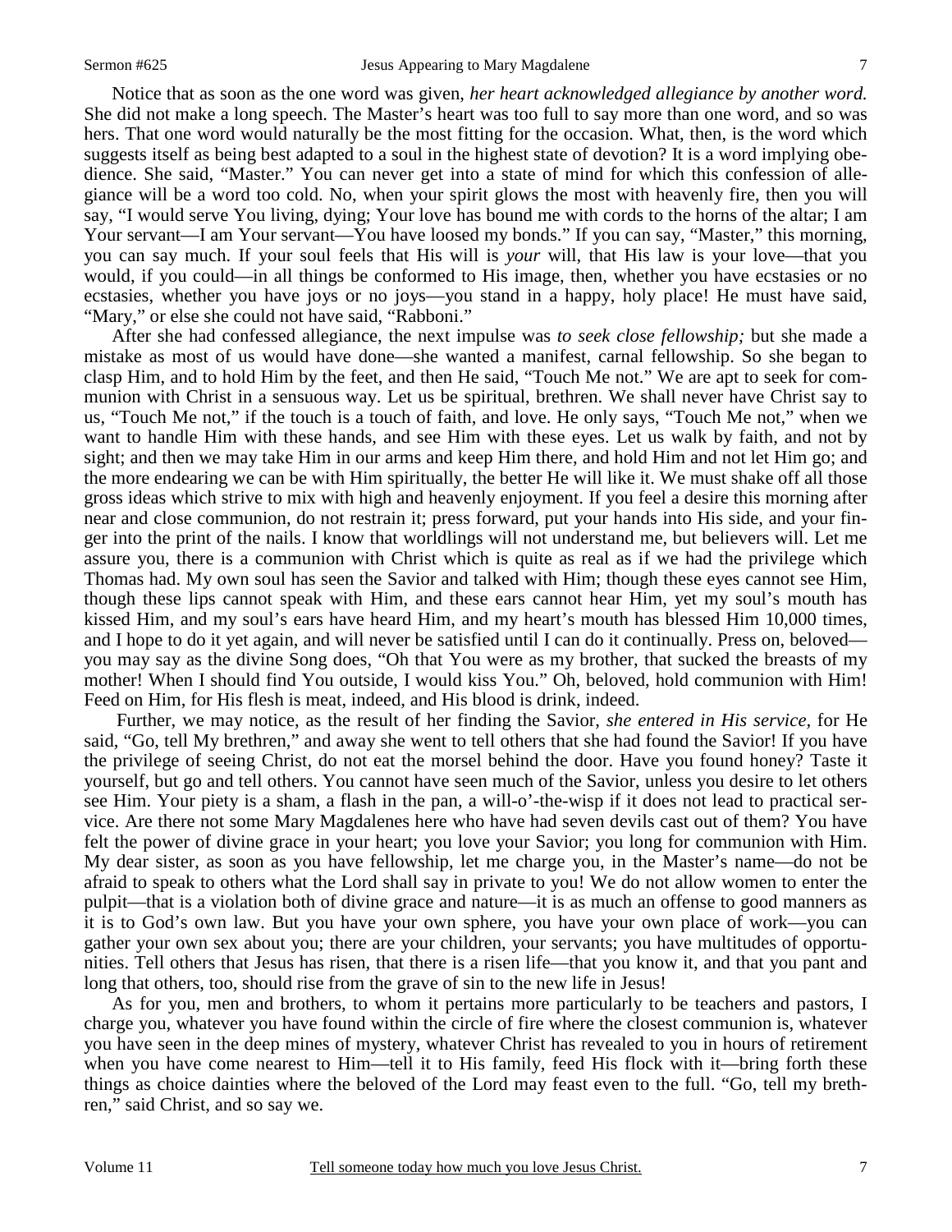Notice that as soon as the one word was given, *her heart acknowledged allegiance by another word.* She did not make a long speech. The Master's heart was too full to say more than one word, and so was hers. That one word would naturally be the most fitting for the occasion. What, then, is the word which suggests itself as being best adapted to a soul in the highest state of devotion? It is a word implying obedience. She said, "Master." You can never get into a state of mind for which this confession of allegiance will be a word too cold. No, when your spirit glows the most with heavenly fire, then you will say, "I would serve You living, dying; Your love has bound me with cords to the horns of the altar; I am Your servant—I am Your servant—You have loosed my bonds." If you can say, "Master," this morning, you can say much. If your soul feels that His will is *your* will, that His law is your love—that you would, if you could—in all things be conformed to His image, then, whether you have ecstasies or no ecstasies, whether you have joys or no joys—you stand in a happy, holy place! He must have said, "Mary," or else she could not have said, "Rabboni."

After she had confessed allegiance, the next impulse was *to seek close fellowship;* but she made a mistake as most of us would have done—she wanted a manifest, carnal fellowship. So she began to clasp Him, and to hold Him by the feet, and then He said, "Touch Me not." We are apt to seek for communion with Christ in a sensuous way. Let us be spiritual, brethren. We shall never have Christ say to us, "Touch Me not," if the touch is a touch of faith, and love. He only says, "Touch Me not," when we want to handle Him with these hands, and see Him with these eyes. Let us walk by faith, and not by sight; and then we may take Him in our arms and keep Him there, and hold Him and not let Him go; and the more endearing we can be with Him spiritually, the better He will like it. We must shake off all those gross ideas which strive to mix with high and heavenly enjoyment. If you feel a desire this morning after near and close communion, do not restrain it; press forward, put your hands into His side, and your finger into the print of the nails. I know that worldlings will not understand me, but believers will. Let me assure you, there is a communion with Christ which is quite as real as if we had the privilege which Thomas had. My own soul has seen the Savior and talked with Him; though these eyes cannot see Him, though these lips cannot speak with Him, and these ears cannot hear Him, yet my soul's mouth has kissed Him, and my soul's ears have heard Him, and my heart's mouth has blessed Him 10,000 times, and I hope to do it yet again, and will never be satisfied until I can do it continually. Press on, beloved—you may say as the divine Song does, "Oh that You were as my brother, that sucked the breasts of my mother! When I should find You outside, I would kiss You." Oh, beloved, hold communion with Him! Feed on Him, for His flesh is meat, indeed, and His blood is drink, indeed.

Further, we may notice, as the result of her finding the Savior, *she entered in His service,* for He said, "Go, tell My brethren," and away she went to tell others that she had found the Savior! If you have the privilege of seeing Christ, do not eat the morsel behind the door. Have you found honey? Taste it yourself, but go and tell others. You cannot have seen much of the Savior, unless you desire to let others see Him. Your piety is a sham, a flash in the pan, a will-o'-the-wisp if it does not lead to practical service. Are there not some Mary Magdalenes here who have had seven devils cast out of them? You have felt the power of divine grace in your heart; you love your Savior; you long for communion with Him. My dear sister, as soon as you have fellowship, let me charge you, in the Master's name—do not be afraid to speak to others what the Lord shall say in private to you! We do not allow women to enter the pulpit—that is a violation both of divine grace and nature—it is as much an offense to good manners as it is to God's own law. But you have your own sphere, you have your own place of work—you can gather your own sex about you; there are your children, your servants; you have multitudes of opportunities. Tell others that Jesus has risen, that there is a risen life—that you know it, and that you pant and long that others, too, should rise from the grave of sin to the new life in Jesus!

As for you, men and brothers, to whom it pertains more particularly to be teachers and pastors, I charge you, whatever you have found within the circle of fire where the closest communion is, whatever you have seen in the deep mines of mystery, whatever Christ has revealed to you in hours of retirement when you have come nearest to Him—tell it to His family, feed His flock with it—bring forth these things as choice dainties where the beloved of the Lord may feast even to the full. "Go, tell my brethren," said Christ, and so say we.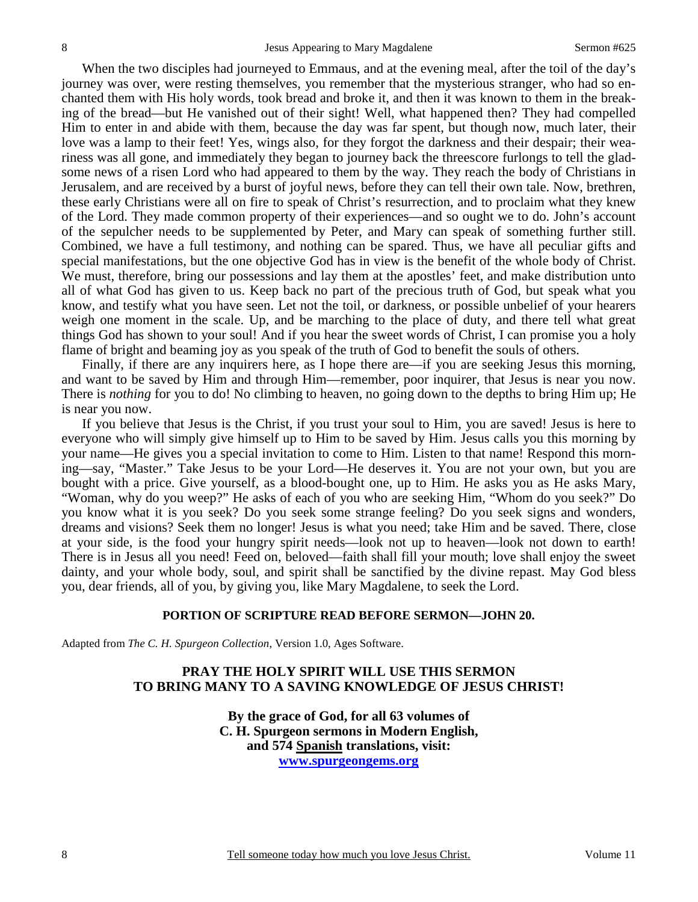When the two disciples had journeyed to Emmaus, and at the evening meal, after the toil of the day's journey was over, were resting themselves, you remember that the mysterious stranger, who had so enchanted them with His holy words, took bread and broke it, and then it was known to them in the breaking of the bread—but He vanished out of their sight! Well, what happened then? They had compelled Him to enter in and abide with them, because the day was far spent, but though now, much later, their love was a lamp to their feet! Yes, wings also, for they forgot the darkness and their despair; their weariness was all gone, and immediately they began to journey back the threescore furlongs to tell the gladsome news of a risen Lord who had appeared to them by the way. They reach the body of Christians in Jerusalem, and are received by a burst of joyful news, before they can tell their own tale. Now, brethren, these early Christians were all on fire to speak of Christ's resurrection, and to proclaim what they knew of the Lord. They made common property of their experiences—and so ought we to do. John's account of the sepulcher needs to be supplemented by Peter, and Mary can speak of something further still. Combined, we have a full testimony, and nothing can be spared. Thus, we have all peculiar gifts and special manifestations, but the one objective God has in view is the benefit of the whole body of Christ. We must, therefore, bring our possessions and lay them at the apostles' feet, and make distribution unto all of what God has given to us. Keep back no part of the precious truth of God, but speak what you know, and testify what you have seen. Let not the toil, or darkness, or possible unbelief of your hearers weigh one moment in the scale. Up, and be marching to the place of duty, and there tell what great things God has shown to your soul! And if you hear the sweet words of Christ, I can promise you a holy flame of bright and beaming joy as you speak of the truth of God to benefit the souls of others.

Finally, if there are any inquirers here, as I hope there are—if you are seeking Jesus this morning, and want to be saved by Him and through Him—remember, poor inquirer, that Jesus is near you now. There is *nothing* for you to do! No climbing to heaven, no going down to the depths to bring Him up; He is near you now.

If you believe that Jesus is the Christ, if you trust your soul to Him, you are saved! Jesus is here to everyone who will simply give himself up to Him to be saved by Him. Jesus calls you this morning by your name—He gives you a special invitation to come to Him. Listen to that name! Respond this morning—say, "Master." Take Jesus to be your Lord—He deserves it. You are not your own, but you are bought with a price. Give yourself, as a blood-bought one, up to Him. He asks you as He asks Mary, "Woman, why do you weep?" He asks of each of you who are seeking Him, "Whom do you seek?" Do you know what it is you seek? Do you seek some strange feeling? Do you seek signs and wonders, dreams and visions? Seek them no longer! Jesus is what you need; take Him and be saved. There, close at your side, is the food your hungry spirit needs—look not up to heaven—look not down to earth! There is in Jesus all you need! Feed on, beloved—faith shall fill your mouth; love shall enjoy the sweet dainty, and your whole body, soul, and spirit shall be sanctified by the divine repast. May God bless you, dear friends, all of you, by giving you, like Mary Magdalene, to seek the Lord.

**PORTION OF SCRIPTURE READ BEFORE SERMON—JOHN 20.**

Adapted from *The C. H. Spurgeon Collection*, Version 1.0, Ages Software.

**PRAY THE HOLY SPIRIT WILL USE THIS SERMON TO BRING MANY TO A SAVING KNOWLEDGE OF JESUS CHRIST!**

**By the grace of God, for all 63 volumes of C. H. Spurgeon sermons in Modern English, and 574 Spanish translations, visit: www.spurgeongems.org**

Tell someone today how much you love Jesus Christ.